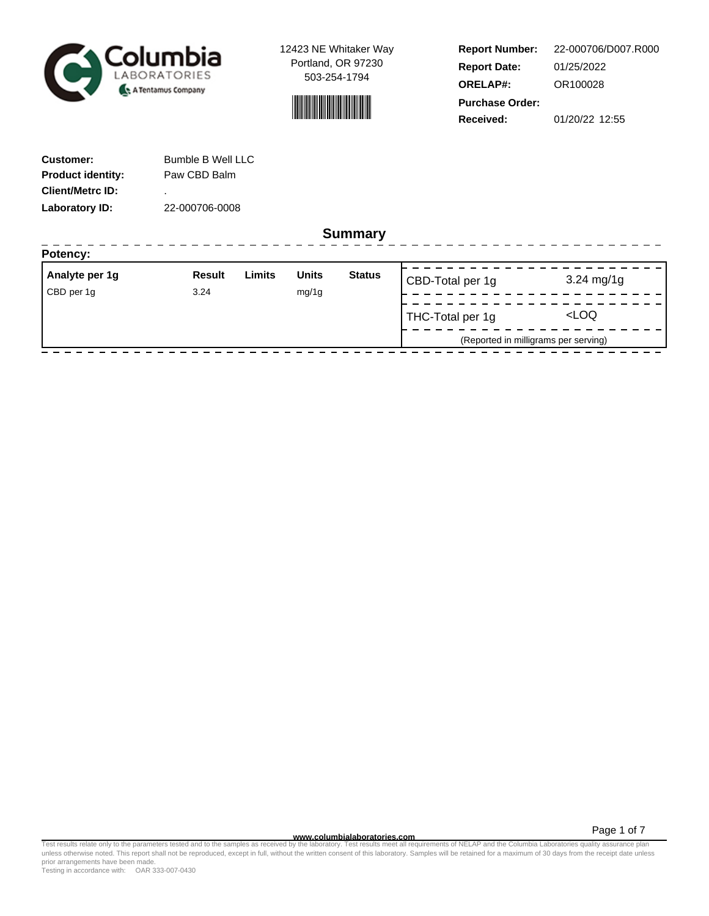Columbia LABORATORIES
A Tentamus Company

12423 NE Whitaker Way
Portland, OR 97230
503-254-1794

**Report Number:** 22-000706/D007.R000
**Report Date:** 01/25/2022
**ORELAP#:** OR100028
**Purchase Order:**
**Received:** 01/20/22 12:55

**Customer:** Bumble B Well LLC
**Product identity:** Paw CBD Balm
**Client/Metrc ID:** .
**Laboratory ID:** 22-000706-0008

## Summary

**Potency:**

| Analyte per 1g | Result | Limits | Units | Status |
|---|---|---|---|---|
| CBD per 1g | 3.24 | | mg/1g | |

| | |
|---|---|
| CBD-Total per 1g | 3.24 mg/1g |
| THC-Total per 1g | <LOQ |

(Reported in milligrams per serving)

www.columbialaboratories.com

Test results relate only to the parameters tested and to the samples as received by the laboratory. Test results meet all requirements of NELAP and the Columbia Laboratories quality assurance plan unless otherwise noted. This report shall not be reproduced, except in full, without the written consent of this laboratory. Samples will be retained for a maximum of 30 days from the receipt date unless prior arrangements have been made.
Testing in accordance with: OAR 333-007-0430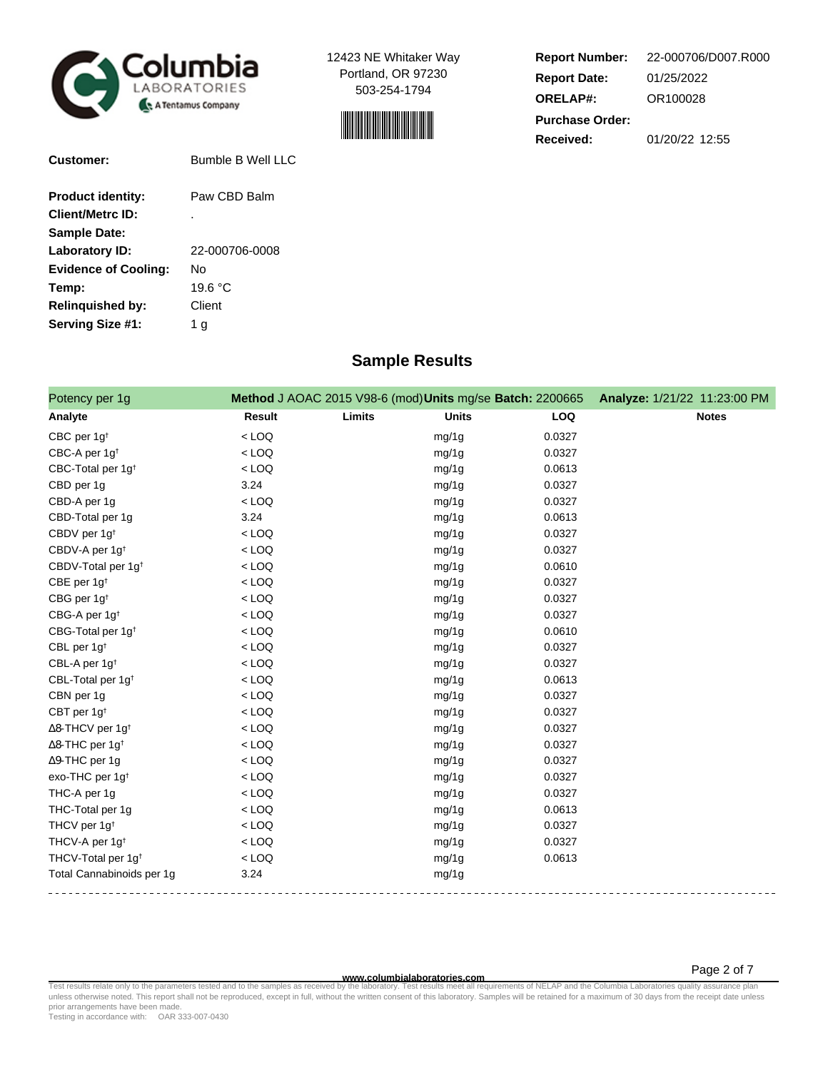Columbia Laboratories — A Tentamus Company

12423 NE Whitaker Way
Portland, OR 97230
503-254-1794

| | |
|---|---|
| **Report Number:** | 22-000706/D007.R000 |
| **Report Date:** | 01/25/2022 |
| **ORELAP#:** | OR100028 |
| **Purchase Order:** | |
| **Received:** | 01/20/22 12:55 |

| | |
|---|---|
| **Customer:** | Bumble B Well LLC |
| **Product identity:** | Paw CBD Balm |
| **Client/Metrc ID:** | . |
| **Sample Date:** | |
| **Laboratory ID:** | 22-000706-0008 |
| **Evidence of Cooling:** | No |
| **Temp:** | 19.6 °C |
| **Relinquished by:** | Client |
| **Serving Size #1:** | 1 g |

## Sample Results

Potency per 1g — **Method** J AOAC 2015 V98-6 (mod) **Units** mg/se **Batch:** 2200665 **Analyze:** 1/21/22 11:23:00 PM

| Analyte | Result | Limits | Units | LOQ | Notes |
|---|---|---|---|---|---|
| CBC per 1g† | < LOQ | | mg/1g | 0.0327 | |
| CBC-A per 1g† | < LOQ | | mg/1g | 0.0327 | |
| CBC-Total per 1g† | < LOQ | | mg/1g | 0.0613 | |
| CBD per 1g | 3.24 | | mg/1g | 0.0327 | |
| CBD-A per 1g | < LOQ | | mg/1g | 0.0327 | |
| CBD-Total per 1g | 3.24 | | mg/1g | 0.0613 | |
| CBDV per 1g† | < LOQ | | mg/1g | 0.0327 | |
| CBDV-A per 1g† | < LOQ | | mg/1g | 0.0327 | |
| CBDV-Total per 1g† | < LOQ | | mg/1g | 0.0610 | |
| CBE per 1g† | < LOQ | | mg/1g | 0.0327 | |
| CBG per 1g† | < LOQ | | mg/1g | 0.0327 | |
| CBG-A per 1g† | < LOQ | | mg/1g | 0.0327 | |
| CBG-Total per 1g† | < LOQ | | mg/1g | 0.0610 | |
| CBL per 1g† | < LOQ | | mg/1g | 0.0327 | |
| CBL-A per 1g† | < LOQ | | mg/1g | 0.0327 | |
| CBL-Total per 1g† | < LOQ | | mg/1g | 0.0613 | |
| CBN per 1g | < LOQ | | mg/1g | 0.0327 | |
| CBT per 1g† | < LOQ | | mg/1g | 0.0327 | |
| Δ8-THCV per 1g† | < LOQ | | mg/1g | 0.0327 | |
| Δ8-THC per 1g† | < LOQ | | mg/1g | 0.0327 | |
| Δ9-THC per 1g | < LOQ | | mg/1g | 0.0327 | |
| exo-THC per 1g† | < LOQ | | mg/1g | 0.0327 | |
| THC-A per 1g | < LOQ | | mg/1g | 0.0327 | |
| THC-Total per 1g | < LOQ | | mg/1g | 0.0613 | |
| THCV per 1g† | < LOQ | | mg/1g | 0.0327 | |
| THCV-A per 1g† | < LOQ | | mg/1g | 0.0327 | |
| THCV-Total per 1g† | < LOQ | | mg/1g | 0.0613 | |
| Total Cannabinoids per 1g | 3.24 | | mg/1g | | |

www.columbialaboratories.com

Test results relate only to the parameters tested and to the samples as received by the laboratory. Test results meet all requirements of NELAP and the Columbia Laboratories quality assurance plan unless otherwise noted. This report shall not be reproduced, except in full, without the written consent of this laboratory. Samples will be retained for a maximum of 30 days from the receipt date unless prior arrangements have been made.
Testing in accordance with: OAR 333-007-0430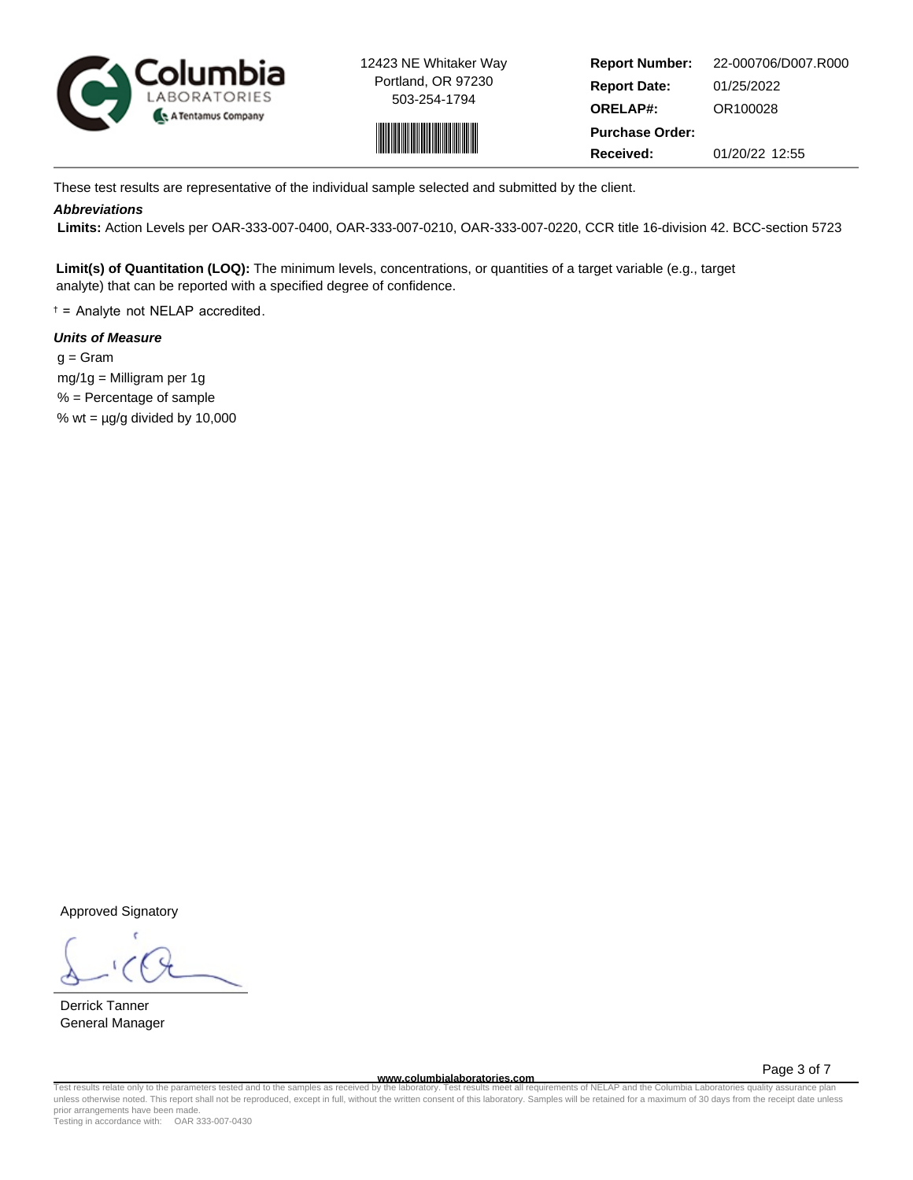Columbia LABORATORIES A Tentamus Company

12423 NE Whitaker Way
Portland, OR 97230
503-254-1794

| | |
|---|---|
| **Report Number:** | 22-000706/D007.R000 |
| **Report Date:** | 01/25/2022 |
| **ORELAP#:** | OR100028 |
| **Purchase Order:** | |
| **Received:** | 01/20/22 12:55 |

These test results are representative of the individual sample selected and submitted by the client.

***Abbreviations***

**Limits:** Action Levels per OAR-333-007-0400, OAR-333-007-0210, OAR-333-007-0220, CCR title 16-division 42. BCC-section 5723

**Limit(s) of Quantitation (LOQ):** The minimum levels, concentrations, or quantities of a target variable (e.g., target analyte) that can be reported with a specified degree of confidence.

† = Analyte not NELAP accredited.

***Units of Measure***

g = Gram
mg/1g = Milligram per 1g
% = Percentage of sample
% wt = µg/g divided by 10,000

Approved Signatory

Derrick Tanner
General Manager

www.columbialaboratories.com

Test results relate only to the parameters tested and to the samples as received by the laboratory. Test results meet all requirements of NELAP and the Columbia Laboratories quality assurance plan unless otherwise noted. This report shall not be reproduced, except in full, without the written consent of this laboratory. Samples will be retained for a maximum of 30 days from the receipt date unless prior arrangements have been made.
Testing in accordance with: OAR 333-007-0430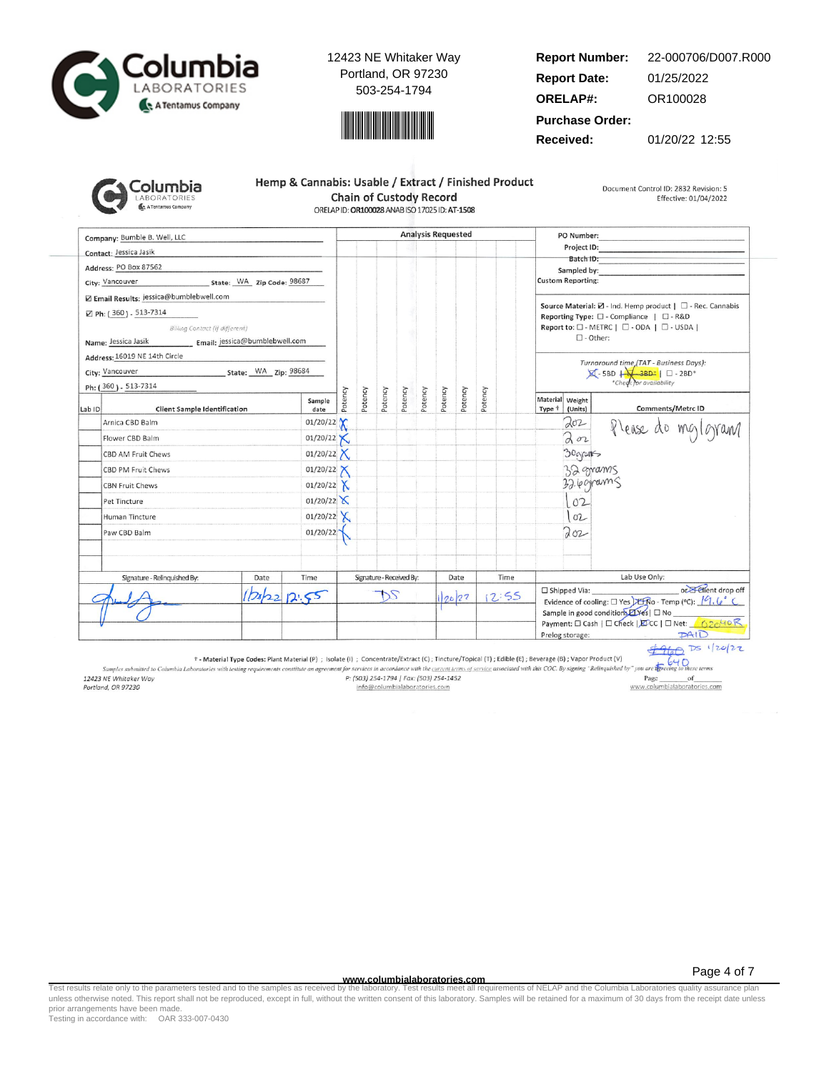**Columbia LABORATORIES** A Tentamus Company

12423 NE Whitaker Way
Portland, OR 97230
503-254-1794

| | |
|---|---|
| **Report Number:** | 22-000706/D007.R000 |
| **Report Date:** | 01/25/2022 |
| **ORELAP#:** | OR100028 |
| **Purchase Order:** | |
| **Received:** | 01/20/22 12:55 |

## Hemp & Cannabis: Usable / Extract / Finished Product Chain of Custody Record

ORELAP ID: OR100028 ANAB ISO 17025 ID: AT-1508

Document Control ID: 2832 Revision: 5
Effective: 01/04/2022

Company: Bumble B. Well, LLC
Contact: Jessica Jasik
Address: PO Box 87562
City: Vancouver State: WA Zip Code: 98687
☑ Email Results: jessica@bumblebwell.com
☑ Ph: (360) - 513-7314

*Billing Contact (if different)*

Name: Jessica Jasik Email: jessica@bumblebwell.com
Address: 16019 NE 14th Circle
City: Vancouver State: WA Zip: 98684
Ph: (360) - 513-7314

PO Number:
Project ID:
Batch ID:
Sampled by:
Custom Reporting:

Source Material: ☑ - Ind. Hemp product | ☐ - Rec. Cannabis
Reporting Type: ☐ - Compliance | ☐ - R&D
Report to: ☐ - METRC | ☐ - ODA | ☐ - USDA |
☐ - Other:

*Turnaround time (TAT - Business Days):*
☒ - 5BD | ~~☐ - 3BD*~~ | ☐ - 2BD*
*Check for availability

| Lab ID | Client Sample Identification | Sample date | Potency | Potency | Potency | Potency | Potency | Potency | Potency | Potency | Material Type † | Weight (Units) | Comments/Metrc ID |
|---|---|---|---|---|---|---|---|---|---|---|---|---|---|
| | Arnica CBD Balm | 01/20/22 | X | | | | | | | | | 2oz | Please do mg/gram |
| | Flower CBD Balm | 01/20/22 | X | | | | | | | | | 2 oz | |
| | CBD AM Fruit Chews | 01/20/22 | X | | | | | | | | | 30grams | |
| | CBD PM Fruit Chews | 01/20/22 | X | | | | | | | | | 32 grams | |
| | CBN Fruit Chews | 01/20/22 | X | | | | | | | | | 32.6grams | |
| | Pet Tincture | 01/20/22 | X | | | | | | | | | 1 oz | |
| | Human Tincture | 01/20/22 | X | | | | | | | | | 1 oz | |
| | Paw CBD Balm | 01/20/22 | X | | | | | | | | | 2 oz | |

| Signature - Relinquished By: | Date | Time | Signature - Received By: | Date | Time |
|---|---|---|---|---|---|
| [signature] | 1/20/22 | 12:55 | DS | 1/20/22 | 12:55 |

**Lab Use Only:**
☐ Shipped Via: or ☑ Client drop off
Evidence of cooling: ☐ Yes ☑ No - Temp (°C): 19.6°C
Sample in good condition: ☑ Yes | ☐ No
Payment: ☐ Cash | ☐ Check | ☑ CC | ☐ Net: 020408
Prelog storage: PAID
~~$960~~ $640 DS 1/20/22

† - Material Type Codes: Plant Material (P) ; Isolate (I) ; Concentrate/Extract (C) ; Tincture/Topical (T) ; Edible (E) ; Beverage (B) ; Vapor Product (V)

*Samples submitted to Columbia Laboratories with testing requirements constitute an agreement for services in accordance with the current terms of service associated with this COC. By signing "Relinquished by" you are agreeing to these terms*

12423 NE Whitaker Way
Portland, OR 97230

P: (503) 254-1794 | Fax: (503) 254-1452
info@columbialaboratories.com

Page ___ of ___
www.columbialaboratories.com

Test results relate only to the parameters tested and to the samples as received by the laboratory. Test results meet all requirements of NELAP and the Columbia Laboratories quality assurance plan unless otherwise noted. This report shall not be reproduced, except in full, without the written consent of this laboratory. Samples will be retained for a maximum of 30 days from the receipt date unless prior arrangements have been made.
Testing in accordance with: OAR 333-007-0430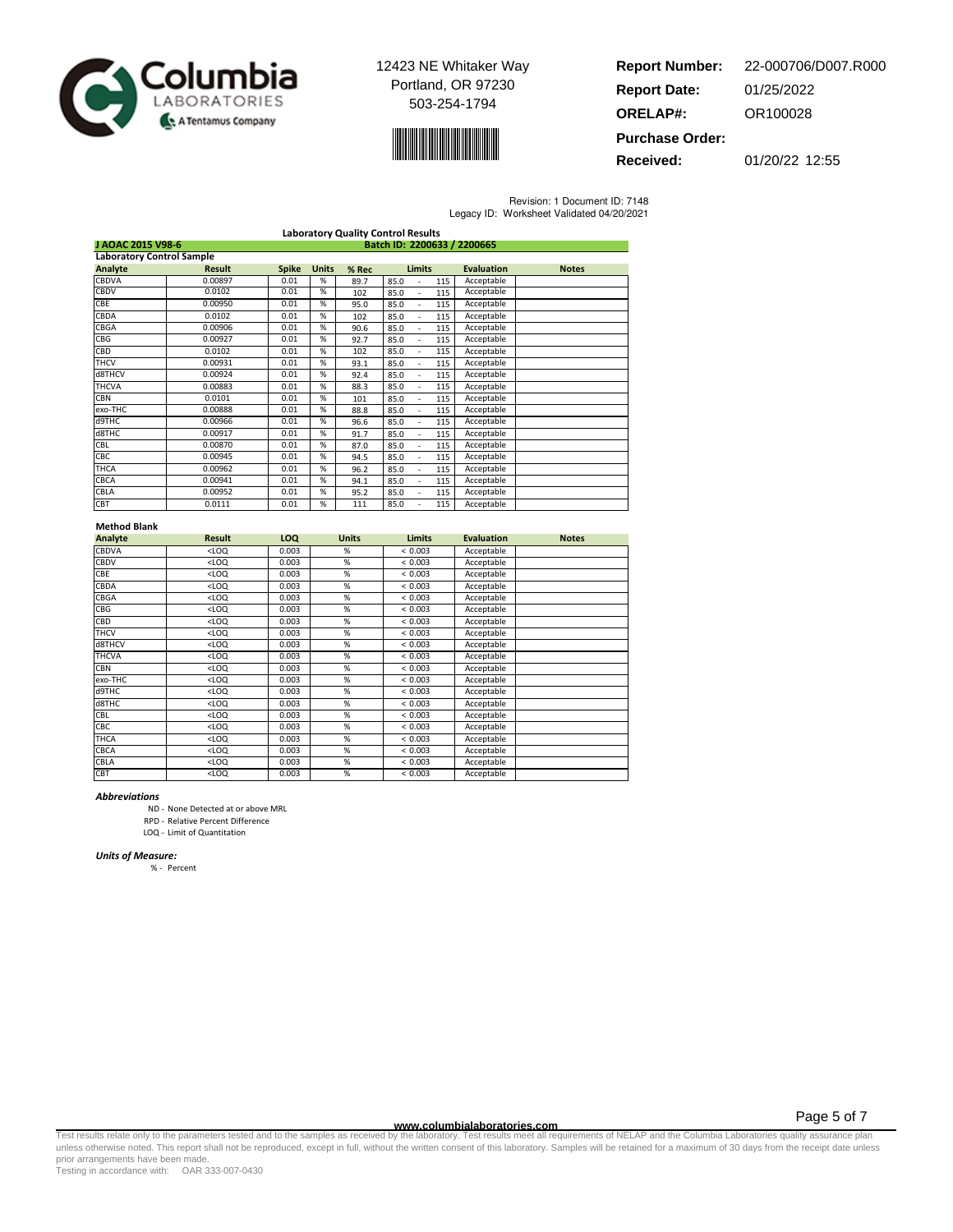12423 NE Whitaker Way
Portland, OR 97230
503-254-1794

**Report Number:** 22-000706/D007.R000
**Report Date:** 01/25/2022
**ORELAP#:** OR100028
**Purchase Order:**
**Received:** 01/20/22 12:55

Revision: 1 Document ID: 7148
Legacy ID: Worksheet Validated 04/20/2021

## Laboratory Quality Control Results

**J AOAC 2015 V98-6** — **Batch ID: 2200633 / 2200665**

### Laboratory Control Sample

| Analyte | Result | Spike | Units | % Rec | Limits | Evaluation | Notes |
|---|---|---|---|---|---|---|---|
| CBDVA | 0.00897 | 0.01 | % | 89.7 | 85.0 - 115 | Acceptable | |
| CBDV | 0.0102 | 0.01 | % | 102 | 85.0 - 115 | Acceptable | |
| CBE | 0.00950 | 0.01 | % | 95.0 | 85.0 - 115 | Acceptable | |
| CBDA | 0.0102 | 0.01 | % | 102 | 85.0 - 115 | Acceptable | |
| CBGA | 0.00906 | 0.01 | % | 90.6 | 85.0 - 115 | Acceptable | |
| CBG | 0.00927 | 0.01 | % | 92.7 | 85.0 - 115 | Acceptable | |
| CBD | 0.0102 | 0.01 | % | 102 | 85.0 - 115 | Acceptable | |
| THCV | 0.00931 | 0.01 | % | 93.1 | 85.0 - 115 | Acceptable | |
| d8THCV | 0.00924 | 0.01 | % | 92.4 | 85.0 - 115 | Acceptable | |
| THCVA | 0.00883 | 0.01 | % | 88.3 | 85.0 - 115 | Acceptable | |
| CBN | 0.0101 | 0.01 | % | 101 | 85.0 - 115 | Acceptable | |
| exo-THC | 0.00888 | 0.01 | % | 88.8 | 85.0 - 115 | Acceptable | |
| d9THC | 0.00966 | 0.01 | % | 96.6 | 85.0 - 115 | Acceptable | |
| d8THC | 0.00917 | 0.01 | % | 91.7 | 85.0 - 115 | Acceptable | |
| CBL | 0.00870 | 0.01 | % | 87.0 | 85.0 - 115 | Acceptable | |
| CBC | 0.00945 | 0.01 | % | 94.5 | 85.0 - 115 | Acceptable | |
| THCA | 0.00962 | 0.01 | % | 96.2 | 85.0 - 115 | Acceptable | |
| CBCA | 0.00941 | 0.01 | % | 94.1 | 85.0 - 115 | Acceptable | |
| CBLA | 0.00952 | 0.01 | % | 95.2 | 85.0 - 115 | Acceptable | |
| CBT | 0.0111 | 0.01 | % | 111 | 85.0 - 115 | Acceptable | |

### Method Blank

| Analyte | Result | LOQ | Units | Limits | Evaluation | Notes |
|---|---|---|---|---|---|---|
| CBDVA | <LOQ | 0.003 | % | < 0.003 | Acceptable | |
| CBDV | <LOQ | 0.003 | % | < 0.003 | Acceptable | |
| CBE | <LOQ | 0.003 | % | < 0.003 | Acceptable | |
| CBDA | <LOQ | 0.003 | % | < 0.003 | Acceptable | |
| CBGA | <LOQ | 0.003 | % | < 0.003 | Acceptable | |
| CBG | <LOQ | 0.003 | % | < 0.003 | Acceptable | |
| CBD | <LOQ | 0.003 | % | < 0.003 | Acceptable | |
| THCV | <LOQ | 0.003 | % | < 0.003 | Acceptable | |
| d8THCV | <LOQ | 0.003 | % | < 0.003 | Acceptable | |
| THCVA | <LOQ | 0.003 | % | < 0.003 | Acceptable | |
| CBN | <LOQ | 0.003 | % | < 0.003 | Acceptable | |
| exo-THC | <LOQ | 0.003 | % | < 0.003 | Acceptable | |
| d9THC | <LOQ | 0.003 | % | < 0.003 | Acceptable | |
| d8THC | <LOQ | 0.003 | % | < 0.003 | Acceptable | |
| CBL | <LOQ | 0.003 | % | < 0.003 | Acceptable | |
| CBC | <LOQ | 0.003 | % | < 0.003 | Acceptable | |
| THCA | <LOQ | 0.003 | % | < 0.003 | Acceptable | |
| CBCA | <LOQ | 0.003 | % | < 0.003 | Acceptable | |
| CBLA | <LOQ | 0.003 | % | < 0.003 | Acceptable | |
| CBT | <LOQ | 0.003 | % | < 0.003 | Acceptable | |

***Abbreviations***

ND - None Detected at or above MRL
RPD - Relative Percent Difference
LOQ - Limit of Quantitation

***Units of Measure:***

% - Percent

www.columbialaboratories.com

Test results relate only to the parameters tested and to the samples as received by the laboratory. Test results meet all requirements of NELAP and the Columbia Laboratories quality assurance plan unless otherwise noted. This report shall not be reproduced, except in full, without the written consent of this laboratory. Samples will be retained for a maximum of 30 days from the receipt date unless prior arrangements have been made.
Testing in accordance with: OAR 333-007-0430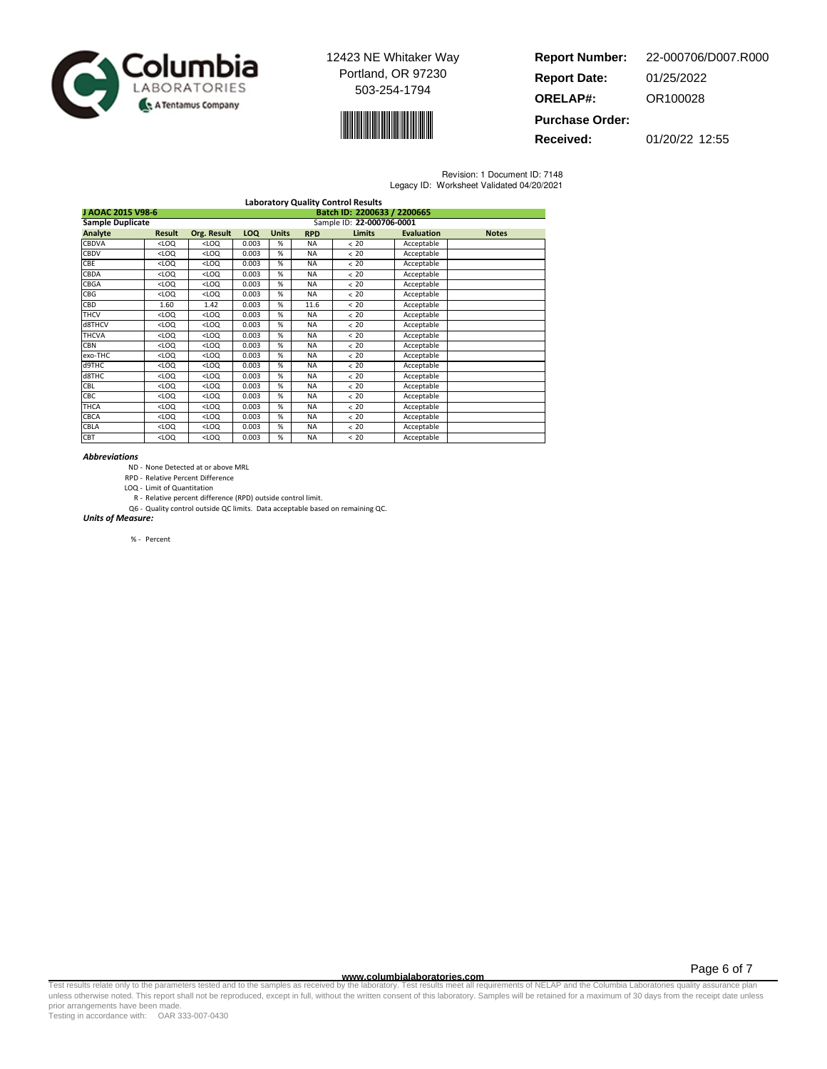12423 NE Whitaker Way
Portland, OR 97230
503-254-1794

**Report Number:** 22-000706/D007.R000
**Report Date:** 01/25/2022
**ORELAP#:** OR100028
**Purchase Order:**
**Received:** 01/20/22 12:55

Revision: 1 Document ID: 7148
Legacy ID: Worksheet Validated 04/20/2021

### Laboratory Quality Control Results

**J AOAC 2015 V98-6** — **Batch ID: 2200633 / 2200665**

**Sample Duplicate** — Sample ID: **22-000706-0001**

| Analyte | Result | Org. Result | LOQ | Units | RPD | Limits | Evaluation | Notes |
|---|---|---|---|---|---|---|---|---|
| CBDVA | <LOQ | <LOQ | 0.003 | % | NA | < 20 | Acceptable | |
| CBDV | <LOQ | <LOQ | 0.003 | % | NA | < 20 | Acceptable | |
| CBE | <LOQ | <LOQ | 0.003 | % | NA | < 20 | Acceptable | |
| CBDA | <LOQ | <LOQ | 0.003 | % | NA | < 20 | Acceptable | |
| CBGA | <LOQ | <LOQ | 0.003 | % | NA | < 20 | Acceptable | |
| CBG | <LOQ | <LOQ | 0.003 | % | NA | < 20 | Acceptable | |
| CBD | 1.60 | 1.42 | 0.003 | % | 11.6 | < 20 | Acceptable | |
| THCV | <LOQ | <LOQ | 0.003 | % | NA | < 20 | Acceptable | |
| d8THCV | <LOQ | <LOQ | 0.003 | % | NA | < 20 | Acceptable | |
| THCVA | <LOQ | <LOQ | 0.003 | % | NA | < 20 | Acceptable | |
| CBN | <LOQ | <LOQ | 0.003 | % | NA | < 20 | Acceptable | |
| exo-THC | <LOQ | <LOQ | 0.003 | % | NA | < 20 | Acceptable | |
| d9THC | <LOQ | <LOQ | 0.003 | % | NA | < 20 | Acceptable | |
| d8THC | <LOQ | <LOQ | 0.003 | % | NA | < 20 | Acceptable | |
| CBL | <LOQ | <LOQ | 0.003 | % | NA | < 20 | Acceptable | |
| CBC | <LOQ | <LOQ | 0.003 | % | NA | < 20 | Acceptable | |
| THCA | <LOQ | <LOQ | 0.003 | % | NA | < 20 | Acceptable | |
| CBCA | <LOQ | <LOQ | 0.003 | % | NA | < 20 | Acceptable | |
| CBLA | <LOQ | <LOQ | 0.003 | % | NA | < 20 | Acceptable | |
| CBT | <LOQ | <LOQ | 0.003 | % | NA | < 20 | Acceptable | |

***Abbreviations***

ND - None Detected at or above MRL
RPD - Relative Percent Difference
LOQ - Limit of Quantitation
R - Relative percent difference (RPD) outside control limit.
Q6 - Quality control outside QC limits. Data acceptable based on remaining QC.

***Units of Measure:***

% - Percent

**www.columbialaboratories.com**

Test results relate only to the parameters tested and to the samples as received by the laboratory. Test results meet all requirements of NELAP and the Columbia Laboratories quality assurance plan unless otherwise noted. This report shall not be reproduced, except in full, without the written consent of this laboratory. Samples will be retained for a maximum of 30 days from the receipt date unless prior arrangements have been made.
Testing in accordance with: OAR 333-007-0430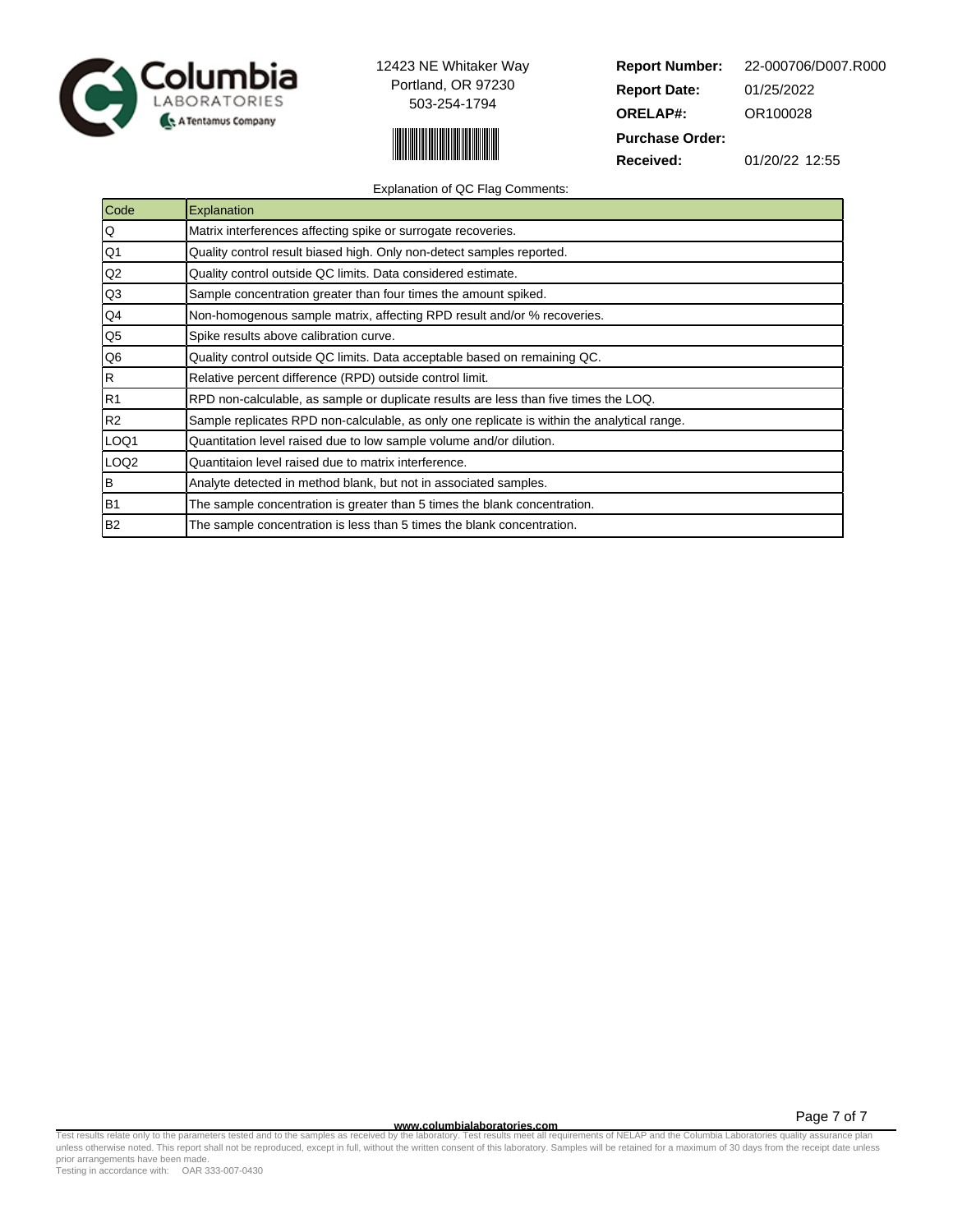Columbia Laboratories
A Tentamus Company

12423 NE Whitaker Way
Portland, OR 97230
503-254-1794

**Report Number:** 22-000706/D007.R000
**Report Date:** 01/25/2022
**ORELAP#:** OR100028
**Purchase Order:**
**Received:** 01/20/22 12:55

Explanation of QC Flag Comments:

| Code | Explanation |
|---|---|
| Q | Matrix interferences affecting spike or surrogate recoveries. |
| Q1 | Quality control result biased high. Only non-detect samples reported. |
| Q2 | Quality control outside QC limits. Data considered estimate. |
| Q3 | Sample concentration greater than four times the amount spiked. |
| Q4 | Non-homogenous sample matrix, affecting RPD result and/or % recoveries. |
| Q5 | Spike results above calibration curve. |
| Q6 | Quality control outside QC limits. Data acceptable based on remaining QC. |
| R | Relative percent difference (RPD) outside control limit. |
| R1 | RPD non-calculable, as sample or duplicate results are less than five times the LOQ. |
| R2 | Sample replicates RPD non-calculable, as only one replicate is within the analytical range. |
| LOQ1 | Quantitation level raised due to low sample volume and/or dilution. |
| LOQ2 | Quantitaion level raised due to matrix interference. |
| B | Analyte detected in method blank, but not in associated samples. |
| B1 | The sample concentration is greater than 5 times the blank concentration. |
| B2 | The sample concentration is less than 5 times the blank concentration. |

www.columbialaboratories.com

Test results relate only to the parameters tested and to the samples as received by the laboratory. Test results meet all requirements of NELAP and the Columbia Laboratories quality assurance plan unless otherwise noted. This report shall not be reproduced, except in full, without the written consent of this laboratory. Samples will be retained for a maximum of 30 days from the receipt date unless prior arrangements have been made.
Testing in accordance with: OAR 333-007-0430